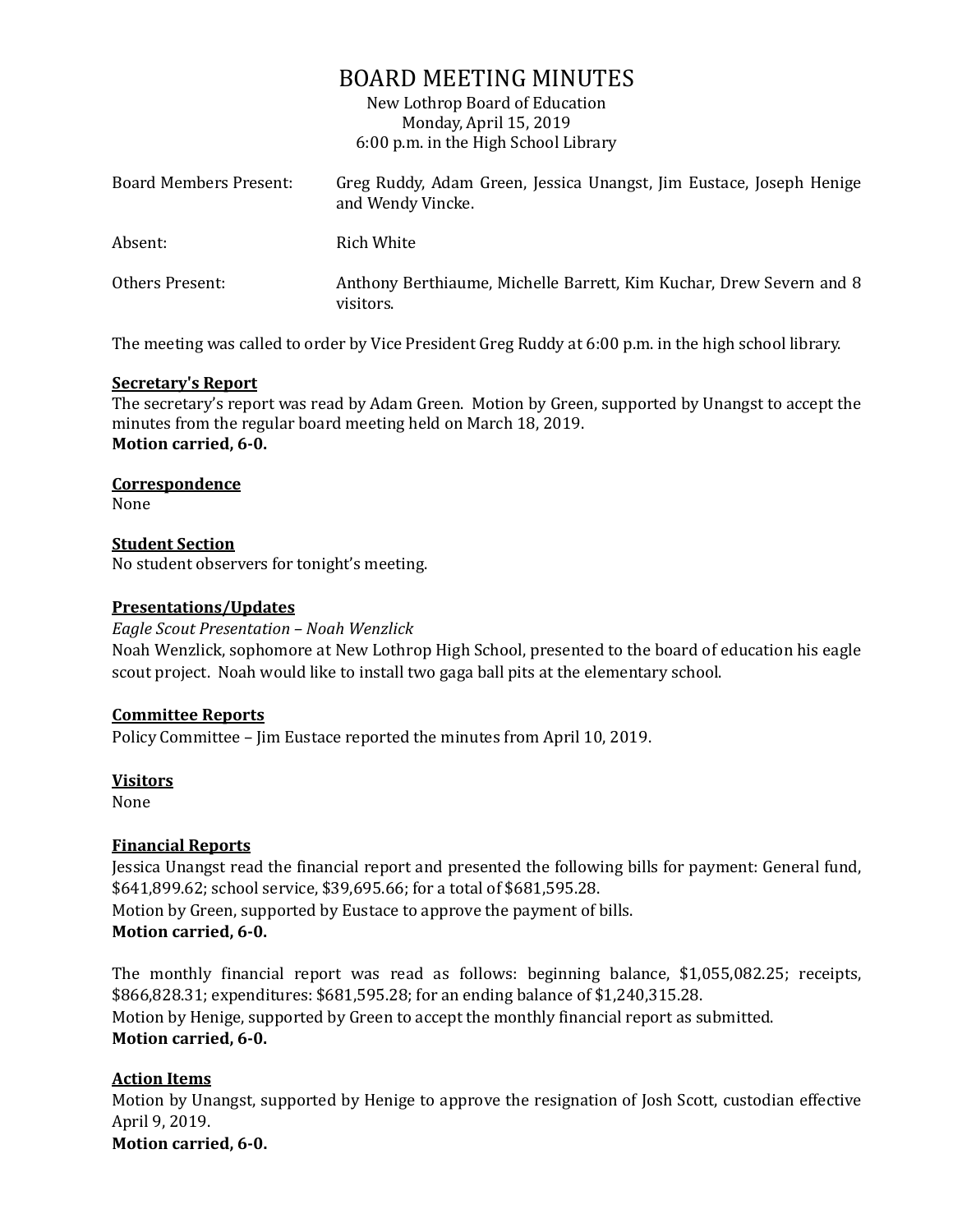# BOARD MEETING MINUTES

New Lothrop Board of Education
Monday, April 15, 2019
6:00 p.m. in the High School Library

| | |
|---|---|
| Board Members Present: | Greg Ruddy, Adam Green, Jessica Unangst, Jim Eustace, Joseph Henige and Wendy Vincke. |
| Absent: | Rich White |
| Others Present: | Anthony Berthiaume, Michelle Barrett, Kim Kuchar, Drew Severn and 8 visitors. |

The meeting was called to order by Vice President Greg Ruddy at 6:00 p.m. in the high school library.

**Secretary's Report**

The secretary's report was read by Adam Green. Motion by Green, supported by Unangst to accept the minutes from the regular board meeting held on March 18, 2019.
**Motion carried, 6-0.**

**Correspondence**

None

**Student Section**

No student observers for tonight's meeting.

**Presentations/Updates**

*Eagle Scout Presentation – Noah Wenzlick*

Noah Wenzlick, sophomore at New Lothrop High School, presented to the board of education his eagle scout project. Noah would like to install two gaga ball pits at the elementary school.

**Committee Reports**

Policy Committee – Jim Eustace reported the minutes from April 10, 2019.

**Visitors**

None

**Financial Reports**

Jessica Unangst read the financial report and presented the following bills for payment: General fund, $641,899.62; school service, $39,695.66; for a total of $681,595.28.
Motion by Green, supported by Eustace to approve the payment of bills.
**Motion carried, 6-0.**

The monthly financial report was read as follows: beginning balance, $1,055,082.25; receipts, $866,828.31; expenditures: $681,595.28; for an ending balance of $1,240,315.28.
Motion by Henige, supported by Green to accept the monthly financial report as submitted.
**Motion carried, 6-0.**

**Action Items**

Motion by Unangst, supported by Henige to approve the resignation of Josh Scott, custodian effective April 9, 2019.
**Motion carried, 6-0.**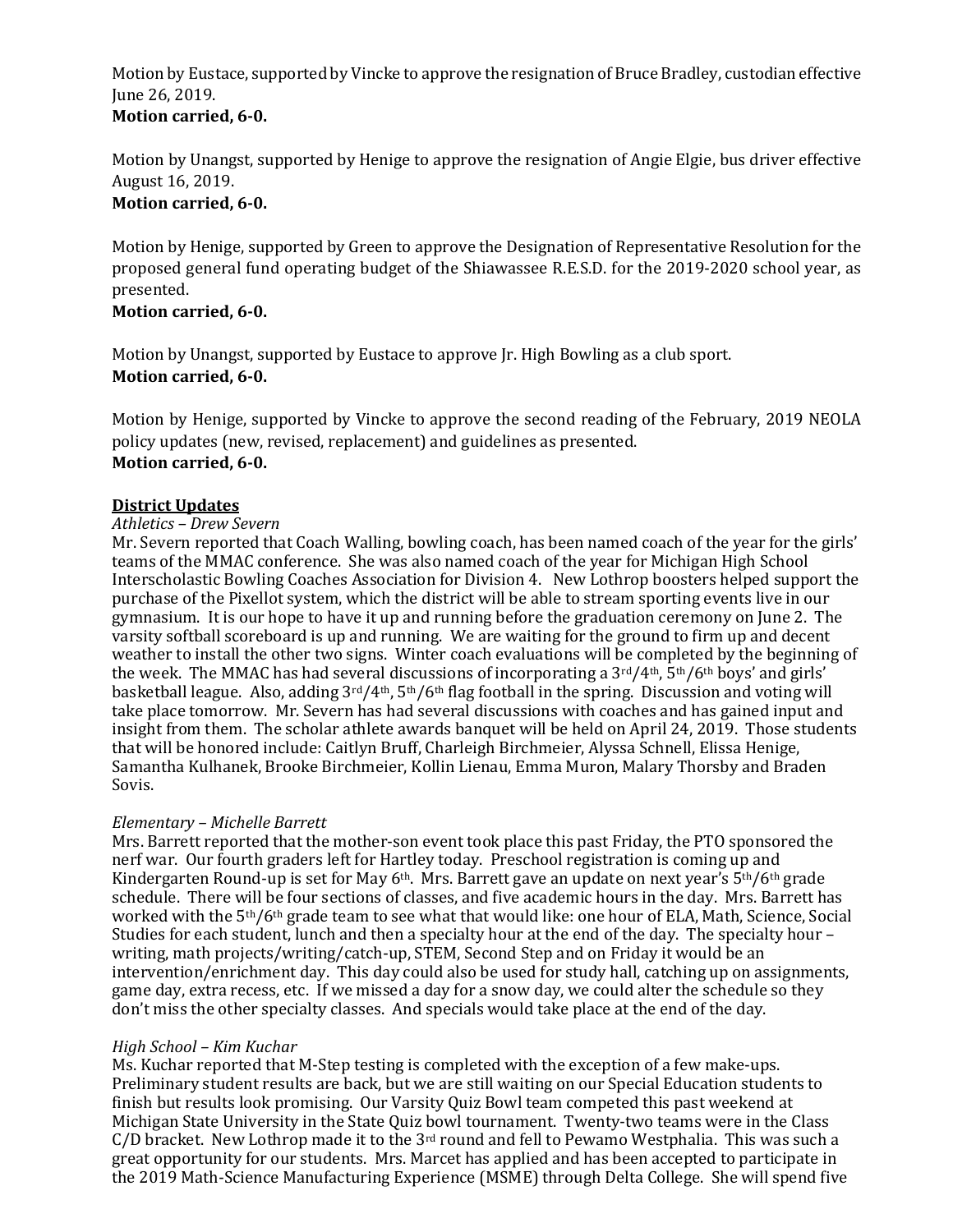Motion by Eustace, supported by Vincke to approve the resignation of Bruce Bradley, custodian effective June 26, 2019.
**Motion carried, 6-0.**

Motion by Unangst, supported by Henige to approve the resignation of Angie Elgie, bus driver effective August 16, 2019.
**Motion carried, 6-0.**

Motion by Henige, supported by Green to approve the Designation of Representative Resolution for the proposed general fund operating budget of the Shiawassee R.E.S.D. for the 2019-2020 school year, as presented.
**Motion carried, 6-0.**

Motion by Unangst, supported by Eustace to approve Jr. High Bowling as a club sport.
**Motion carried, 6-0.**

Motion by Henige, supported by Vincke to approve the second reading of the February, 2019 NEOLA policy updates (new, revised, replacement) and guidelines as presented.
**Motion carried, 6-0.**

**District Updates**

*Athletics – Drew Severn*

Mr. Severn reported that Coach Walling, bowling coach, has been named coach of the year for the girls' teams of the MMAC conference. She was also named coach of the year for Michigan High School Interscholastic Bowling Coaches Association for Division 4. New Lothrop boosters helped support the purchase of the Pixellot system, which the district will be able to stream sporting events live in our gymnasium. It is our hope to have it up and running before the graduation ceremony on June 2. The varsity softball scoreboard is up and running. We are waiting for the ground to firm up and decent weather to install the other two signs. Winter coach evaluations will be completed by the beginning of the week. The MMAC has had several discussions of incorporating a 3rd/4th, 5th/6th boys' and girls' basketball league. Also, adding 3rd/4th, 5th/6th flag football in the spring. Discussion and voting will take place tomorrow. Mr. Severn has had several discussions with coaches and has gained input and insight from them. The scholar athlete awards banquet will be held on April 24, 2019. Those students that will be honored include: Caitlyn Bruff, Charleigh Birchmeier, Alyssa Schnell, Elissa Henige, Samantha Kulhanek, Brooke Birchmeier, Kollin Lienau, Emma Muron, Malary Thorsby and Braden Sovis.

*Elementary – Michelle Barrett*

Mrs. Barrett reported that the mother-son event took place this past Friday, the PTO sponsored the nerf war. Our fourth graders left for Hartley today. Preschool registration is coming up and Kindergarten Round-up is set for May 6th. Mrs. Barrett gave an update on next year's 5th/6th grade schedule. There will be four sections of classes, and five academic hours in the day. Mrs. Barrett has worked with the 5th/6th grade team to see what that would like: one hour of ELA, Math, Science, Social Studies for each student, lunch and then a specialty hour at the end of the day. The specialty hour – writing, math projects/writing/catch-up, STEM, Second Step and on Friday it would be an intervention/enrichment day. This day could also be used for study hall, catching up on assignments, game day, extra recess, etc. If we missed a day for a snow day, we could alter the schedule so they don't miss the other specialty classes. And specials would take place at the end of the day.

*High School – Kim Kuchar*

Ms. Kuchar reported that M-Step testing is completed with the exception of a few make-ups. Preliminary student results are back, but we are still waiting on our Special Education students to finish but results look promising. Our Varsity Quiz Bowl team competed this past weekend at Michigan State University in the State Quiz bowl tournament. Twenty-two teams were in the Class C/D bracket. New Lothrop made it to the 3rd round and fell to Pewamo Westphalia. This was such a great opportunity for our students. Mrs. Marcet has applied and has been accepted to participate in the 2019 Math-Science Manufacturing Experience (MSME) through Delta College. She will spend five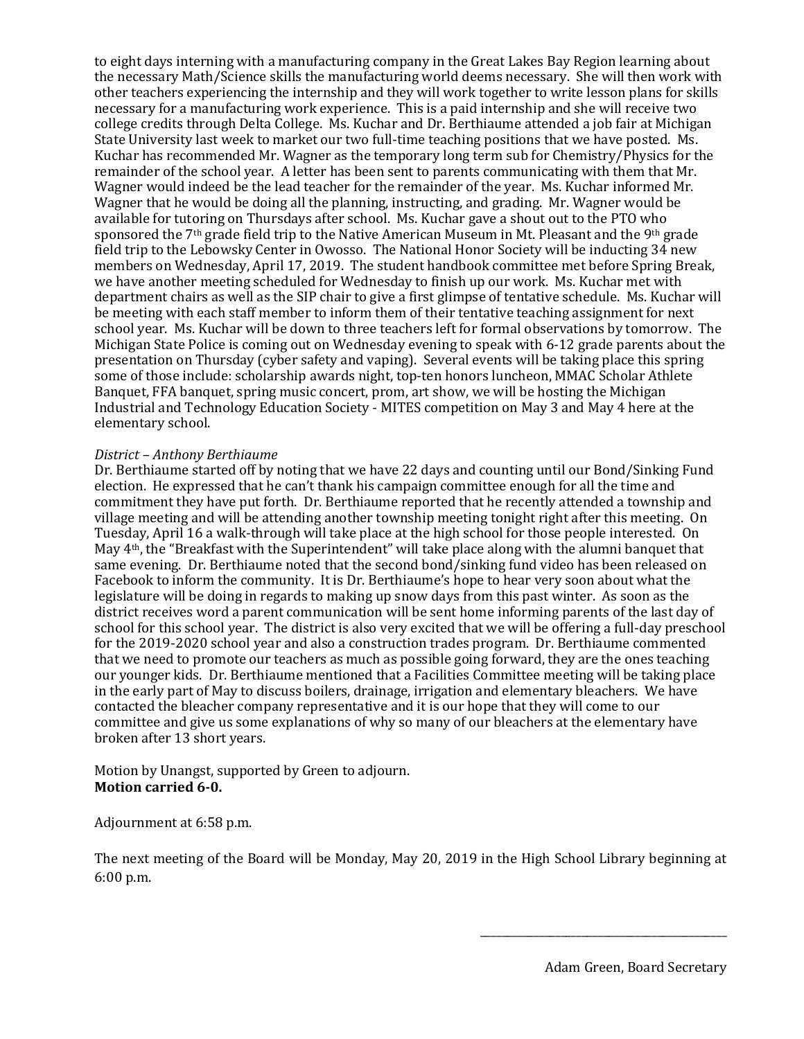to eight days interning with a manufacturing company in the Great Lakes Bay Region learning about the necessary Math/Science skills the manufacturing world deems necessary. She will then work with other teachers experiencing the internship and they will work together to write lesson plans for skills necessary for a manufacturing work experience. This is a paid internship and she will receive two college credits through Delta College. Ms. Kuchar and Dr. Berthiaume attended a job fair at Michigan State University last week to market our two full-time teaching positions that we have posted. Ms. Kuchar has recommended Mr. Wagner as the temporary long term sub for Chemistry/Physics for the remainder of the school year. A letter has been sent to parents communicating with them that Mr. Wagner would indeed be the lead teacher for the remainder of the year. Ms. Kuchar informed Mr. Wagner that he would be doing all the planning, instructing, and grading. Mr. Wagner would be available for tutoring on Thursdays after school. Ms. Kuchar gave a shout out to the PTO who sponsored the 7th grade field trip to the Native American Museum in Mt. Pleasant and the 9th grade field trip to the Lebowsky Center in Owosso. The National Honor Society will be inducting 34 new members on Wednesday, April 17, 2019. The student handbook committee met before Spring Break, we have another meeting scheduled for Wednesday to finish up our work. Ms. Kuchar met with department chairs as well as the SIP chair to give a first glimpse of tentative schedule. Ms. Kuchar will be meeting with each staff member to inform them of their tentative teaching assignment for next school year. Ms. Kuchar will be down to three teachers left for formal observations by tomorrow. The Michigan State Police is coming out on Wednesday evening to speak with 6-12 grade parents about the presentation on Thursday (cyber safety and vaping). Several events will be taking place this spring some of those include: scholarship awards night, top-ten honors luncheon, MMAC Scholar Athlete Banquet, FFA banquet, spring music concert, prom, art show, we will be hosting the Michigan Industrial and Technology Education Society - MITES competition on May 3 and May 4 here at the elementary school.

*District – Anthony Berthiaume*
Dr. Berthiaume started off by noting that we have 22 days and counting until our Bond/Sinking Fund election. He expressed that he can't thank his campaign committee enough for all the time and commitment they have put forth. Dr. Berthiaume reported that he recently attended a township and village meeting and will be attending another township meeting tonight right after this meeting. On Tuesday, April 16 a walk-through will take place at the high school for those people interested. On May 4th, the "Breakfast with the Superintendent" will take place along with the alumni banquet that same evening. Dr. Berthiaume noted that the second bond/sinking fund video has been released on Facebook to inform the community. It is Dr. Berthiaume's hope to hear very soon about what the legislature will be doing in regards to making up snow days from this past winter. As soon as the district receives word a parent communication will be sent home informing parents of the last day of school for this school year. The district is also very excited that we will be offering a full-day preschool for the 2019-2020 school year and also a construction trades program. Dr. Berthiaume commented that we need to promote our teachers as much as possible going forward, they are the ones teaching our younger kids. Dr. Berthiaume mentioned that a Facilities Committee meeting will be taking place in the early part of May to discuss boilers, drainage, irrigation and elementary bleachers. We have contacted the bleacher company representative and it is our hope that they will come to our committee and give us some explanations of why so many of our bleachers at the elementary have broken after 13 short years.

Motion by Unangst, supported by Green to adjourn.
**Motion carried 6-0.**

Adjournment at 6:58 p.m.

The next meeting of the Board will be Monday, May 20, 2019 in the High School Library beginning at 6:00 p.m.

\_\_\_\_\_\_\_\_\_\_\_\_\_\_\_\_\_\_\_\_\_\_\_\_\_\_\_\_\_\_\_\_\_\_\_\_\_\_\_\_

Adam Green, Board Secretary